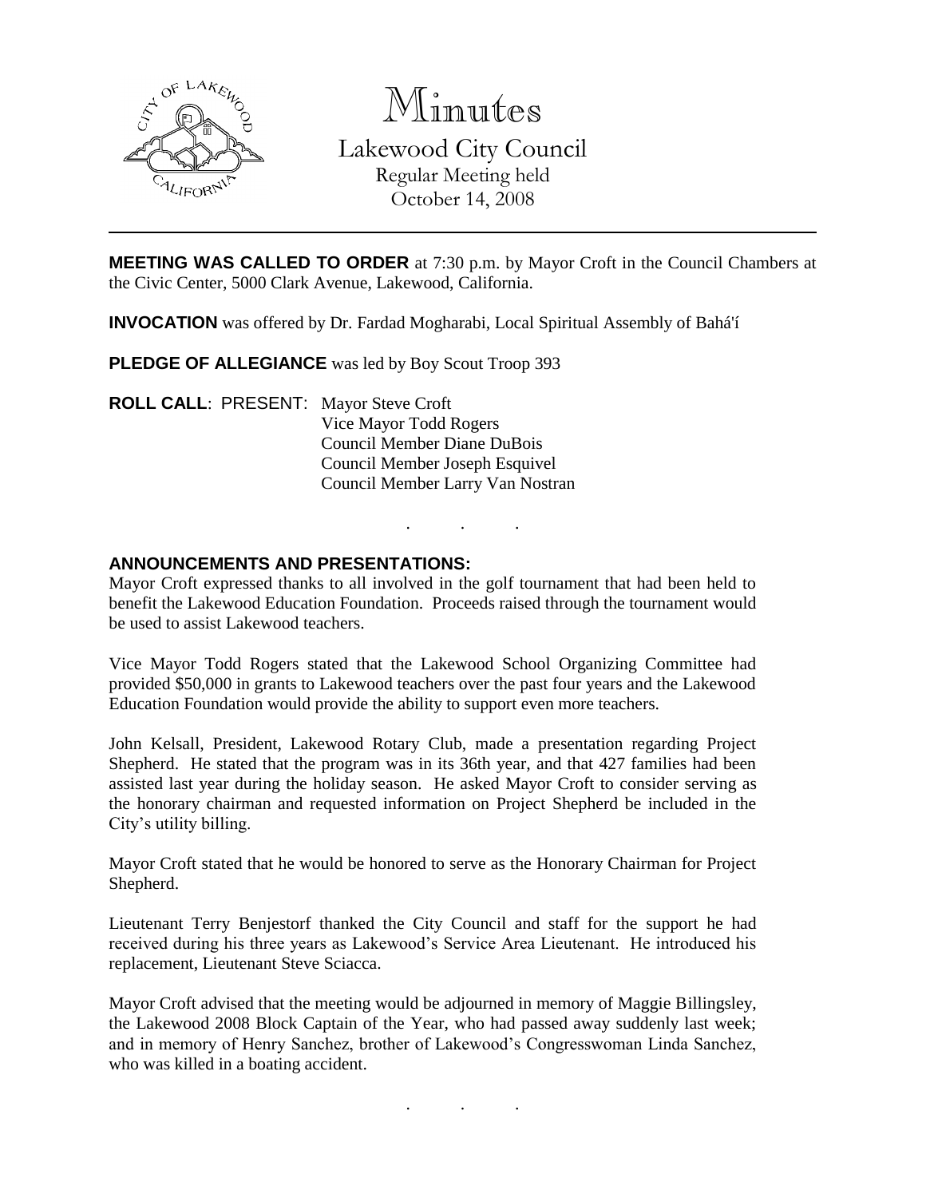# Minutes

Lakewood City Council
Regular Meeting held
October 14, 2008

---

**MEETING WAS CALLED TO ORDER** at 7:30 p.m. by Mayor Croft in the Council Chambers at the Civic Center, 5000 Clark Avenue, Lakewood, California.

**INVOCATION** was offered by Dr. Fardad Mogharabi, Local Spiritual Assembly of Bahá'í

**PLEDGE OF ALLEGIANCE** was led by Boy Scout Troop 393

**ROLL CALL**: PRESENT: Mayor Steve Croft
Vice Mayor Todd Rogers
Council Member Diane DuBois
Council Member Joseph Esquivel
Council Member Larry Van Nostran

. . .

**ANNOUNCEMENTS AND PRESENTATIONS:**

Mayor Croft expressed thanks to all involved in the golf tournament that had been held to benefit the Lakewood Education Foundation. Proceeds raised through the tournament would be used to assist Lakewood teachers.

Vice Mayor Todd Rogers stated that the Lakewood School Organizing Committee had provided $50,000 in grants to Lakewood teachers over the past four years and the Lakewood Education Foundation would provide the ability to support even more teachers.

John Kelsall, President, Lakewood Rotary Club, made a presentation regarding Project Shepherd. He stated that the program was in its 36th year, and that 427 families had been assisted last year during the holiday season. He asked Mayor Croft to consider serving as the honorary chairman and requested information on Project Shepherd be included in the City's utility billing.

Mayor Croft stated that he would be honored to serve as the Honorary Chairman for Project Shepherd.

Lieutenant Terry Benjestorf thanked the City Council and staff for the support he had received during his three years as Lakewood's Service Area Lieutenant. He introduced his replacement, Lieutenant Steve Sciacca.

Mayor Croft advised that the meeting would be adjourned in memory of Maggie Billingsley, the Lakewood 2008 Block Captain of the Year, who had passed away suddenly last week; and in memory of Henry Sanchez, brother of Lakewood's Congresswoman Linda Sanchez, who was killed in a boating accident.

. . .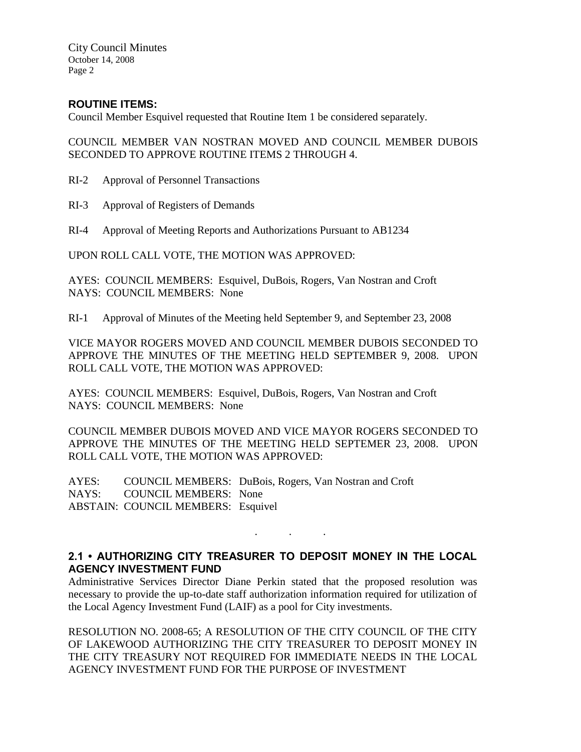## ROUTINE ITEMS:

Council Member Esquivel requested that Routine Item 1 be considered separately.

COUNCIL MEMBER VAN NOSTRAN MOVED AND COUNCIL MEMBER DUBOIS SECONDED TO APPROVE ROUTINE ITEMS 2 THROUGH 4.

RI-2 Approval of Personnel Transactions

RI-3 Approval of Registers of Demands

RI-4 Approval of Meeting Reports and Authorizations Pursuant to AB1234

UPON ROLL CALL VOTE, THE MOTION WAS APPROVED:

AYES: COUNCIL MEMBERS: Esquivel, DuBois, Rogers, Van Nostran and Croft
NAYS: COUNCIL MEMBERS: None

RI-1 Approval of Minutes of the Meeting held September 9, and September 23, 2008

VICE MAYOR ROGERS MOVED AND COUNCIL MEMBER DUBOIS SECONDED TO APPROVE THE MINUTES OF THE MEETING HELD SEPTEMBER 9, 2008. UPON ROLL CALL VOTE, THE MOTION WAS APPROVED:

AYES: COUNCIL MEMBERS: Esquivel, DuBois, Rogers, Van Nostran and Croft
NAYS: COUNCIL MEMBERS: None

COUNCIL MEMBER DUBOIS MOVED AND VICE MAYOR ROGERS SECONDED TO APPROVE THE MINUTES OF THE MEETING HELD SEPTEMER 23, 2008. UPON ROLL CALL VOTE, THE MOTION WAS APPROVED:

AYES: COUNCIL MEMBERS: DuBois, Rogers, Van Nostran and Croft
NAYS: COUNCIL MEMBERS: None
ABSTAIN: COUNCIL MEMBERS: Esquivel

. . .

## 2.1 • AUTHORIZING CITY TREASURER TO DEPOSIT MONEY IN THE LOCAL AGENCY INVESTMENT FUND

Administrative Services Director Diane Perkin stated that the proposed resolution was necessary to provide the up-to-date staff authorization information required for utilization of the Local Agency Investment Fund (LAIF) as a pool for City investments.

RESOLUTION NO. 2008-65; A RESOLUTION OF THE CITY COUNCIL OF THE CITY OF LAKEWOOD AUTHORIZING THE CITY TREASURER TO DEPOSIT MONEY IN THE CITY TREASURY NOT REQUIRED FOR IMMEDIATE NEEDS IN THE LOCAL AGENCY INVESTMENT FUND FOR THE PURPOSE OF INVESTMENT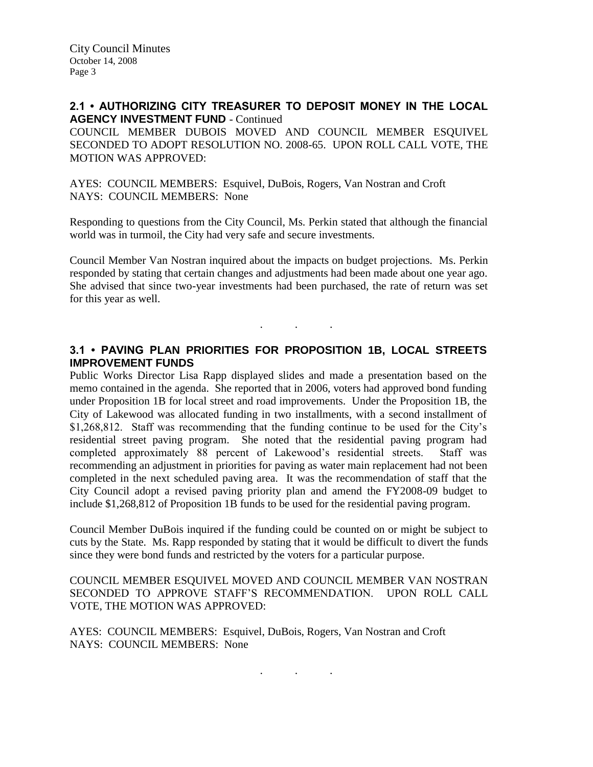## 2.1 • AUTHORIZING CITY TREASURER TO DEPOSIT MONEY IN THE LOCAL AGENCY INVESTMENT FUND - Continued

COUNCIL MEMBER DUBOIS MOVED AND COUNCIL MEMBER ESQUIVEL SECONDED TO ADOPT RESOLUTION NO. 2008-65. UPON ROLL CALL VOTE, THE MOTION WAS APPROVED:

AYES: COUNCIL MEMBERS: Esquivel, DuBois, Rogers, Van Nostran and Croft
NAYS: COUNCIL MEMBERS: None

Responding to questions from the City Council, Ms. Perkin stated that although the financial world was in turmoil, the City had very safe and secure investments.

Council Member Van Nostran inquired about the impacts on budget projections. Ms. Perkin responded by stating that certain changes and adjustments had been made about one year ago. She advised that since two-year investments had been purchased, the rate of return was set for this year as well.

. . .

## 3.1 • PAVING PLAN PRIORITIES FOR PROPOSITION 1B, LOCAL STREETS IMPROVEMENT FUNDS

Public Works Director Lisa Rapp displayed slides and made a presentation based on the memo contained in the agenda. She reported that in 2006, voters had approved bond funding under Proposition 1B for local street and road improvements. Under the Proposition 1B, the City of Lakewood was allocated funding in two installments, with a second installment of $1,268,812. Staff was recommending that the funding continue to be used for the City's residential street paving program. She noted that the residential paving program had completed approximately 88 percent of Lakewood's residential streets. Staff was recommending an adjustment in priorities for paving as water main replacement had not been completed in the next scheduled paving area. It was the recommendation of staff that the City Council adopt a revised paving priority plan and amend the FY2008-09 budget to include $1,268,812 of Proposition 1B funds to be used for the residential paving program.

Council Member DuBois inquired if the funding could be counted on or might be subject to cuts by the State. Ms. Rapp responded by stating that it would be difficult to divert the funds since they were bond funds and restricted by the voters for a particular purpose.

COUNCIL MEMBER ESQUIVEL MOVED AND COUNCIL MEMBER VAN NOSTRAN SECONDED TO APPROVE STAFF'S RECOMMENDATION. UPON ROLL CALL VOTE, THE MOTION WAS APPROVED:

AYES: COUNCIL MEMBERS: Esquivel, DuBois, Rogers, Van Nostran and Croft
NAYS: COUNCIL MEMBERS: None

. . .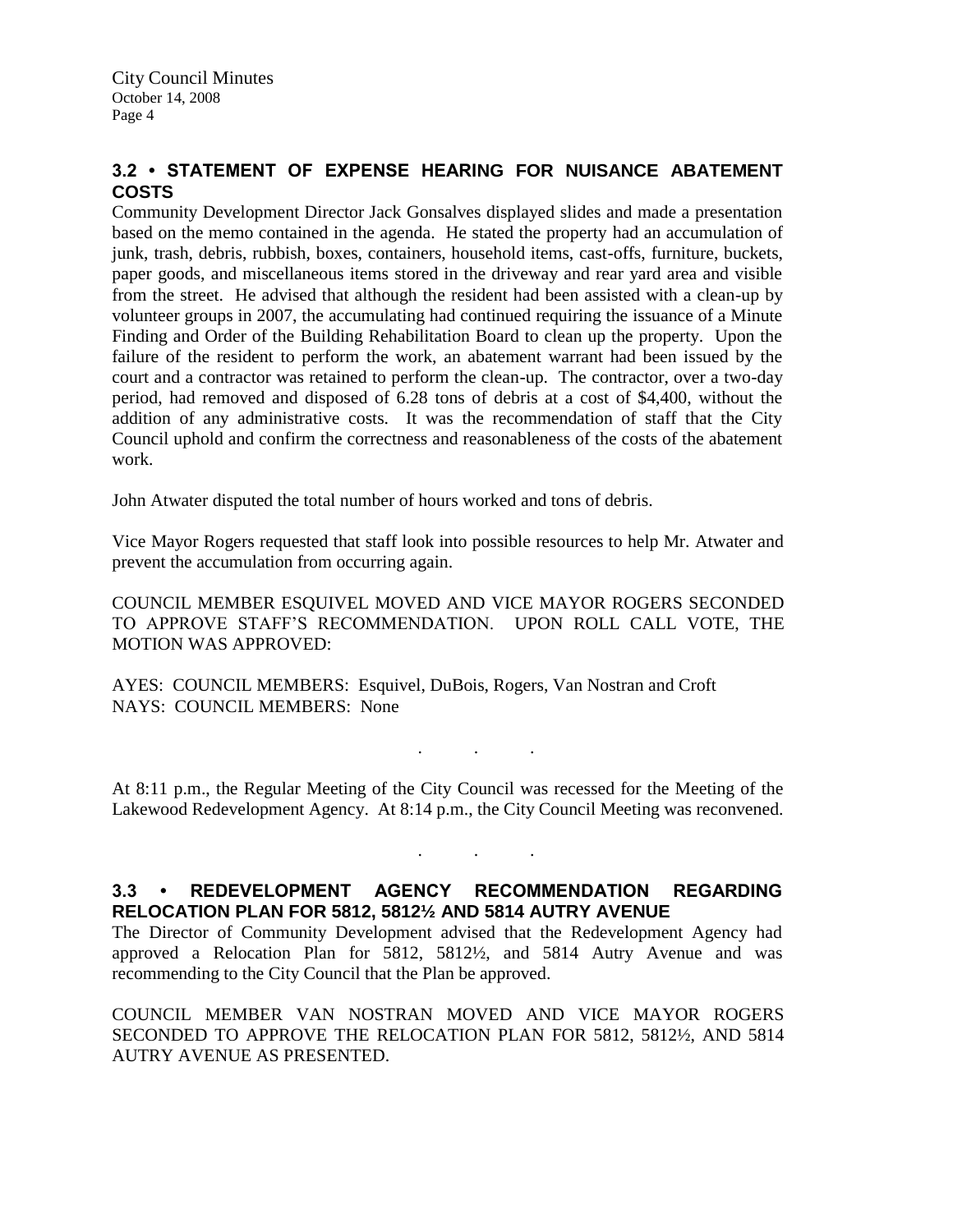## 3.2 • STATEMENT OF EXPENSE HEARING FOR NUISANCE ABATEMENT COSTS

Community Development Director Jack Gonsalves displayed slides and made a presentation based on the memo contained in the agenda. He stated the property had an accumulation of junk, trash, debris, rubbish, boxes, containers, household items, cast-offs, furniture, buckets, paper goods, and miscellaneous items stored in the driveway and rear yard area and visible from the street. He advised that although the resident had been assisted with a clean-up by volunteer groups in 2007, the accumulating had continued requiring the issuance of a Minute Finding and Order of the Building Rehabilitation Board to clean up the property. Upon the failure of the resident to perform the work, an abatement warrant had been issued by the court and a contractor was retained to perform the clean-up. The contractor, over a two-day period, had removed and disposed of 6.28 tons of debris at a cost of $4,400, without the addition of any administrative costs. It was the recommendation of staff that the City Council uphold and confirm the correctness and reasonableness of the costs of the abatement work.

John Atwater disputed the total number of hours worked and tons of debris.

Vice Mayor Rogers requested that staff look into possible resources to help Mr. Atwater and prevent the accumulation from occurring again.

COUNCIL MEMBER ESQUIVEL MOVED AND VICE MAYOR ROGERS SECONDED TO APPROVE STAFF'S RECOMMENDATION. UPON ROLL CALL VOTE, THE MOTION WAS APPROVED:

AYES: COUNCIL MEMBERS: Esquivel, DuBois, Rogers, Van Nostran and Croft
NAYS: COUNCIL MEMBERS: None

. . .

At 8:11 p.m., the Regular Meeting of the City Council was recessed for the Meeting of the Lakewood Redevelopment Agency. At 8:14 p.m., the City Council Meeting was reconvened.

. . .

## 3.3 • REDEVELOPMENT AGENCY RECOMMENDATION REGARDING RELOCATION PLAN FOR 5812, 5812½ AND 5814 AUTRY AVENUE

The Director of Community Development advised that the Redevelopment Agency had approved a Relocation Plan for 5812, 5812½, and 5814 Autry Avenue and was recommending to the City Council that the Plan be approved.

COUNCIL MEMBER VAN NOSTRAN MOVED AND VICE MAYOR ROGERS SECONDED TO APPROVE THE RELOCATION PLAN FOR 5812, 5812½, AND 5814 AUTRY AVENUE AS PRESENTED.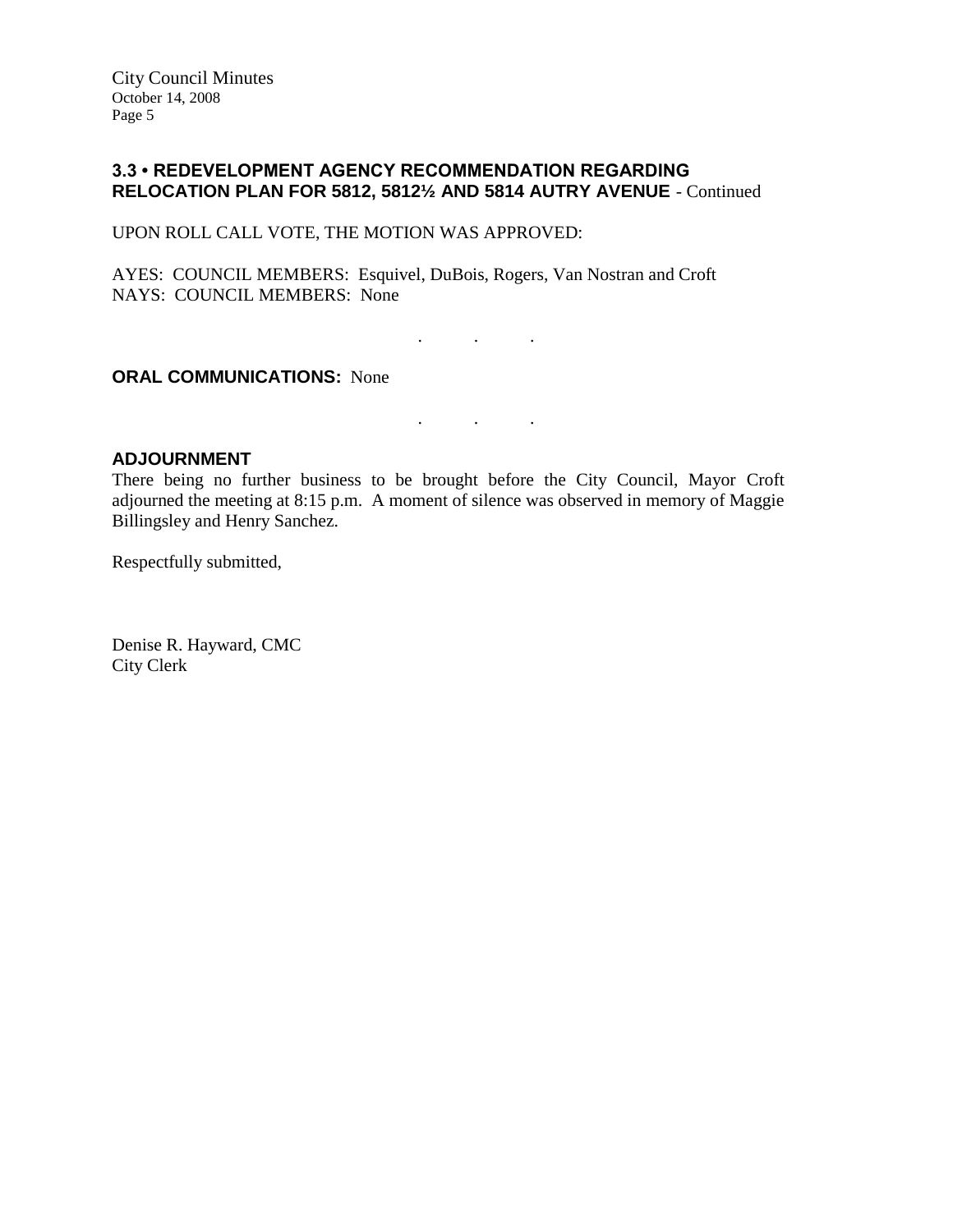**3.3 • REDEVELOPMENT AGENCY RECOMMENDATION REGARDING RELOCATION PLAN FOR 5812, 5812½ AND 5814 AUTRY AVENUE** - Continued

UPON ROLL CALL VOTE, THE MOTION WAS APPROVED:

AYES: COUNCIL MEMBERS: Esquivel, DuBois, Rogers, Van Nostran and Croft
NAYS: COUNCIL MEMBERS: None

. . .

**ORAL COMMUNICATIONS:** None

. . .

**ADJOURNMENT**

There being no further business to be brought before the City Council, Mayor Croft adjourned the meeting at 8:15 p.m. A moment of silence was observed in memory of Maggie Billingsley and Henry Sanchez.

Respectfully submitted,

Denise R. Hayward, CMC
City Clerk